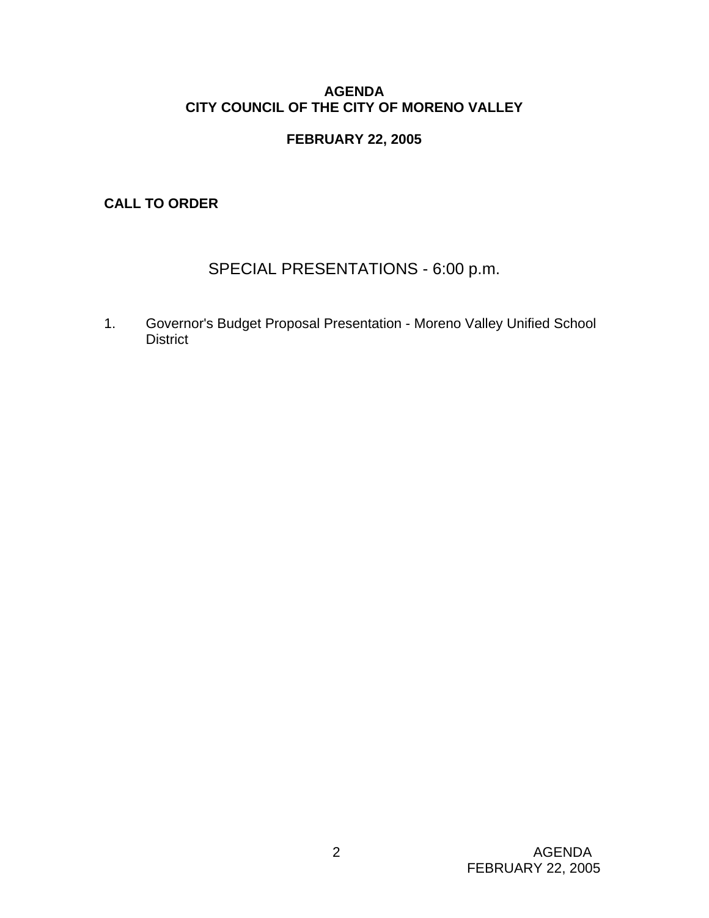**AGENDA**
**CITY COUNCIL OF THE CITY OF MORENO VALLEY**

**FEBRUARY 22, 2005**

**CALL TO ORDER**

## SPECIAL PRESENTATIONS - 6:00 p.m.

1. Governor's Budget Proposal Presentation - Moreno Valley Unified School District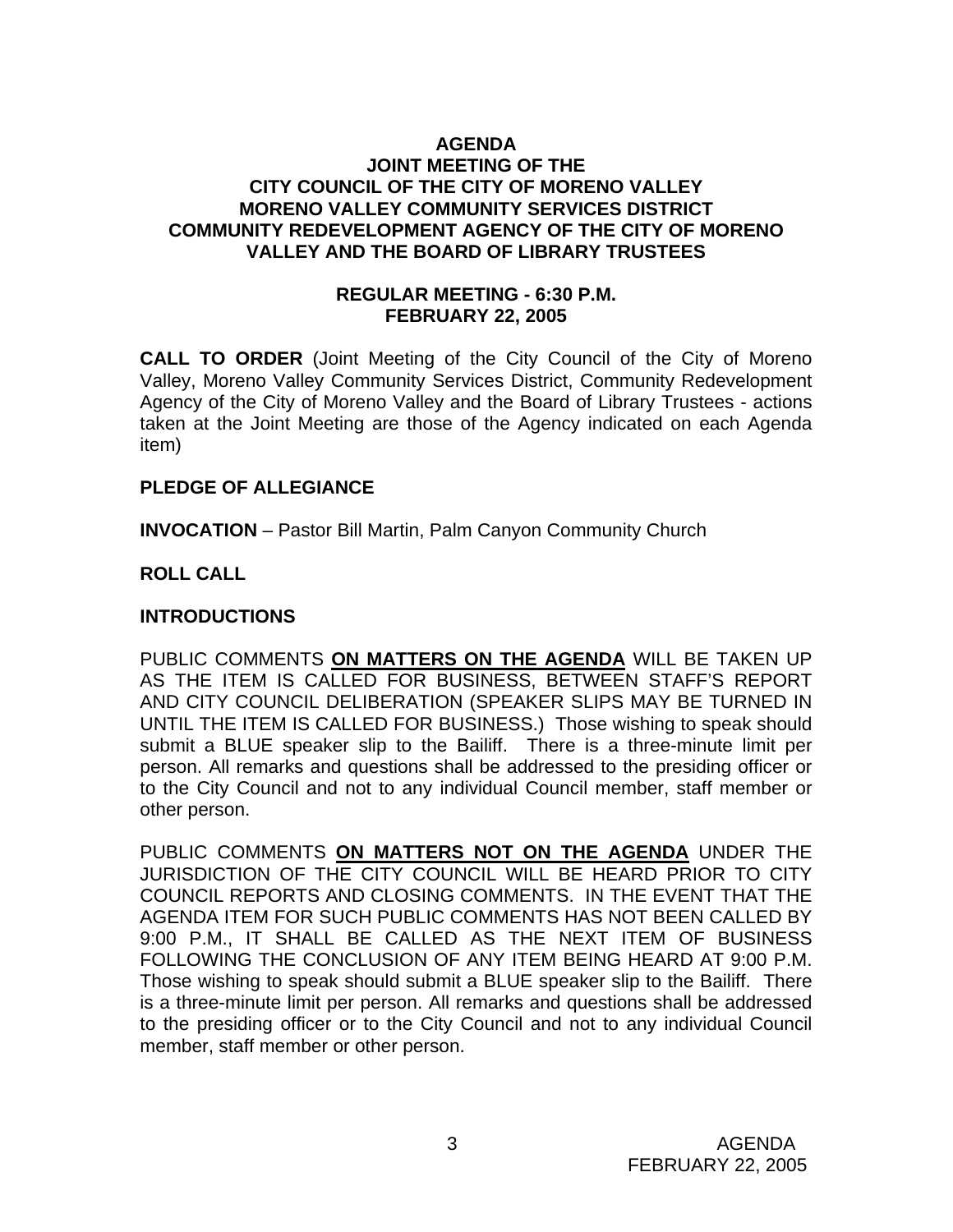# AGENDA
## JOINT MEETING OF THE
## CITY COUNCIL OF THE CITY OF MORENO VALLEY
## MORENO VALLEY COMMUNITY SERVICES DISTRICT
## COMMUNITY REDEVELOPMENT AGENCY OF THE CITY OF MORENO VALLEY AND THE BOARD OF LIBRARY TRUSTEES

### REGULAR MEETING - 6:30 P.M.
### FEBRUARY 22, 2005

**CALL TO ORDER** (Joint Meeting of the City Council of the City of Moreno Valley, Moreno Valley Community Services District, Community Redevelopment Agency of the City of Moreno Valley and the Board of Library Trustees - actions taken at the Joint Meeting are those of the Agency indicated on each Agenda item)

**PLEDGE OF ALLEGIANCE**

**INVOCATION** – Pastor Bill Martin, Palm Canyon Community Church

**ROLL CALL**

**INTRODUCTIONS**

PUBLIC COMMENTS **ON MATTERS ON THE AGENDA** WILL BE TAKEN UP AS THE ITEM IS CALLED FOR BUSINESS, BETWEEN STAFF'S REPORT AND CITY COUNCIL DELIBERATION (SPEAKER SLIPS MAY BE TURNED IN UNTIL THE ITEM IS CALLED FOR BUSINESS.) Those wishing to speak should submit a BLUE speaker slip to the Bailiff. There is a three-minute limit per person. All remarks and questions shall be addressed to the presiding officer or to the City Council and not to any individual Council member, staff member or other person.

PUBLIC COMMENTS **ON MATTERS NOT ON THE AGENDA** UNDER THE JURISDICTION OF THE CITY COUNCIL WILL BE HEARD PRIOR TO CITY COUNCIL REPORTS AND CLOSING COMMENTS. IN THE EVENT THAT THE AGENDA ITEM FOR SUCH PUBLIC COMMENTS HAS NOT BEEN CALLED BY 9:00 P.M., IT SHALL BE CALLED AS THE NEXT ITEM OF BUSINESS FOLLOWING THE CONCLUSION OF ANY ITEM BEING HEARD AT 9:00 P.M. Those wishing to speak should submit a BLUE speaker slip to the Bailiff. There is a three-minute limit per person. All remarks and questions shall be addressed to the presiding officer or to the City Council and not to any individual Council member, staff member or other person.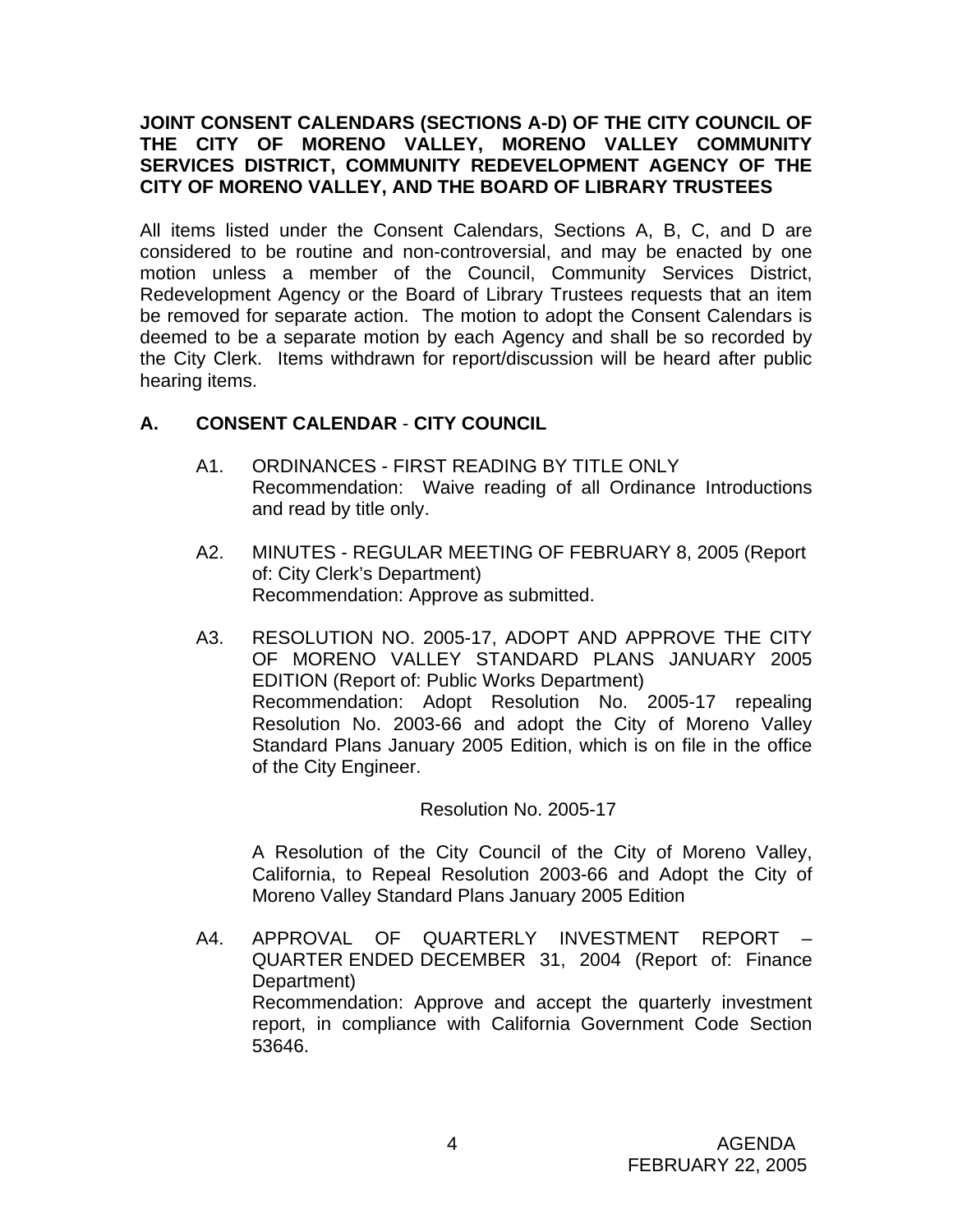**JOINT CONSENT CALENDARS (SECTIONS A-D) OF THE CITY COUNCIL OF THE CITY OF MORENO VALLEY, MORENO VALLEY COMMUNITY SERVICES DISTRICT, COMMUNITY REDEVELOPMENT AGENCY OF THE CITY OF MORENO VALLEY, AND THE BOARD OF LIBRARY TRUSTEES**

All items listed under the Consent Calendars, Sections A, B, C, and D are considered to be routine and non-controversial, and may be enacted by one motion unless a member of the Council, Community Services District, Redevelopment Agency or the Board of Library Trustees requests that an item be removed for separate action. The motion to adopt the Consent Calendars is deemed to be a separate motion by each Agency and shall be so recorded by the City Clerk. Items withdrawn for report/discussion will be heard after public hearing items.

## A. CONSENT CALENDAR - CITY COUNCIL

A1. ORDINANCES - FIRST READING BY TITLE ONLY
Recommendation: Waive reading of all Ordinance Introductions and read by title only.

A2. MINUTES - REGULAR MEETING OF FEBRUARY 8, 2005 (Report of: City Clerk's Department)
Recommendation: Approve as submitted.

A3. RESOLUTION NO. 2005-17, ADOPT AND APPROVE THE CITY OF MORENO VALLEY STANDARD PLANS JANUARY 2005 EDITION (Report of: Public Works Department)
Recommendation: Adopt Resolution No. 2005-17 repealing Resolution No. 2003-66 and adopt the City of Moreno Valley Standard Plans January 2005 Edition, which is on file in the office of the City Engineer.

Resolution No. 2005-17

A Resolution of the City Council of the City of Moreno Valley, California, to Repeal Resolution 2003-66 and Adopt the City of Moreno Valley Standard Plans January 2005 Edition

A4. APPROVAL OF QUARTERLY INVESTMENT REPORT – QUARTER ENDED DECEMBER 31, 2004 (Report of: Finance Department)
Recommendation: Approve and accept the quarterly investment report, in compliance with California Government Code Section 53646.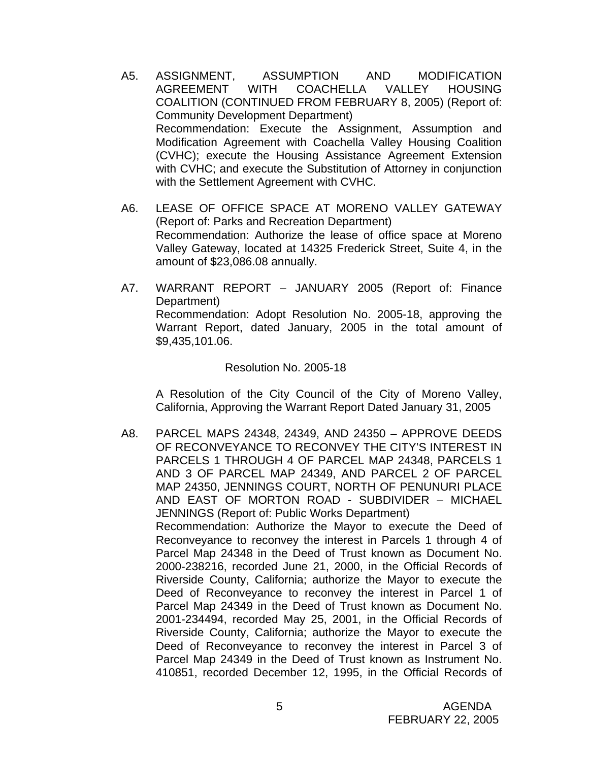A5. ASSIGNMENT, ASSUMPTION AND MODIFICATION AGREEMENT WITH COACHELLA VALLEY HOUSING COALITION (CONTINUED FROM FEBRUARY 8, 2005) (Report of: Community Development Department)
Recommendation: Execute the Assignment, Assumption and Modification Agreement with Coachella Valley Housing Coalition (CVHC); execute the Housing Assistance Agreement Extension with CVHC; and execute the Substitution of Attorney in conjunction with the Settlement Agreement with CVHC.

A6. LEASE OF OFFICE SPACE AT MORENO VALLEY GATEWAY (Report of: Parks and Recreation Department)
Recommendation: Authorize the lease of office space at Moreno Valley Gateway, located at 14325 Frederick Street, Suite 4, in the amount of $23,086.08 annually.

A7. WARRANT REPORT – JANUARY 2005 (Report of: Finance Department)
Recommendation: Adopt Resolution No. 2005-18, approving the Warrant Report, dated January, 2005 in the total amount of $9,435,101.06.

Resolution No. 2005-18

A Resolution of the City Council of the City of Moreno Valley, California, Approving the Warrant Report Dated January 31, 2005

A8. PARCEL MAPS 24348, 24349, AND 24350 – APPROVE DEEDS OF RECONVEYANCE TO RECONVEY THE CITY'S INTEREST IN PARCELS 1 THROUGH 4 OF PARCEL MAP 24348, PARCELS 1 AND 3 OF PARCEL MAP 24349, AND PARCEL 2 OF PARCEL MAP 24350, JENNINGS COURT, NORTH OF PENUNURI PLACE AND EAST OF MORTON ROAD - SUBDIVIDER – MICHAEL JENNINGS (Report of: Public Works Department)
Recommendation: Authorize the Mayor to execute the Deed of Reconveyance to reconvey the interest in Parcels 1 through 4 of Parcel Map 24348 in the Deed of Trust known as Document No. 2000-238216, recorded June 21, 2000, in the Official Records of Riverside County, California; authorize the Mayor to execute the Deed of Reconveyance to reconvey the interest in Parcel 1 of Parcel Map 24349 in the Deed of Trust known as Document No. 2001-234494, recorded May 25, 2001, in the Official Records of Riverside County, California; authorize the Mayor to execute the Deed of Reconveyance to reconvey the interest in Parcel 3 of Parcel Map 24349 in the Deed of Trust known as Instrument No. 410851, recorded December 12, 1995, in the Official Records of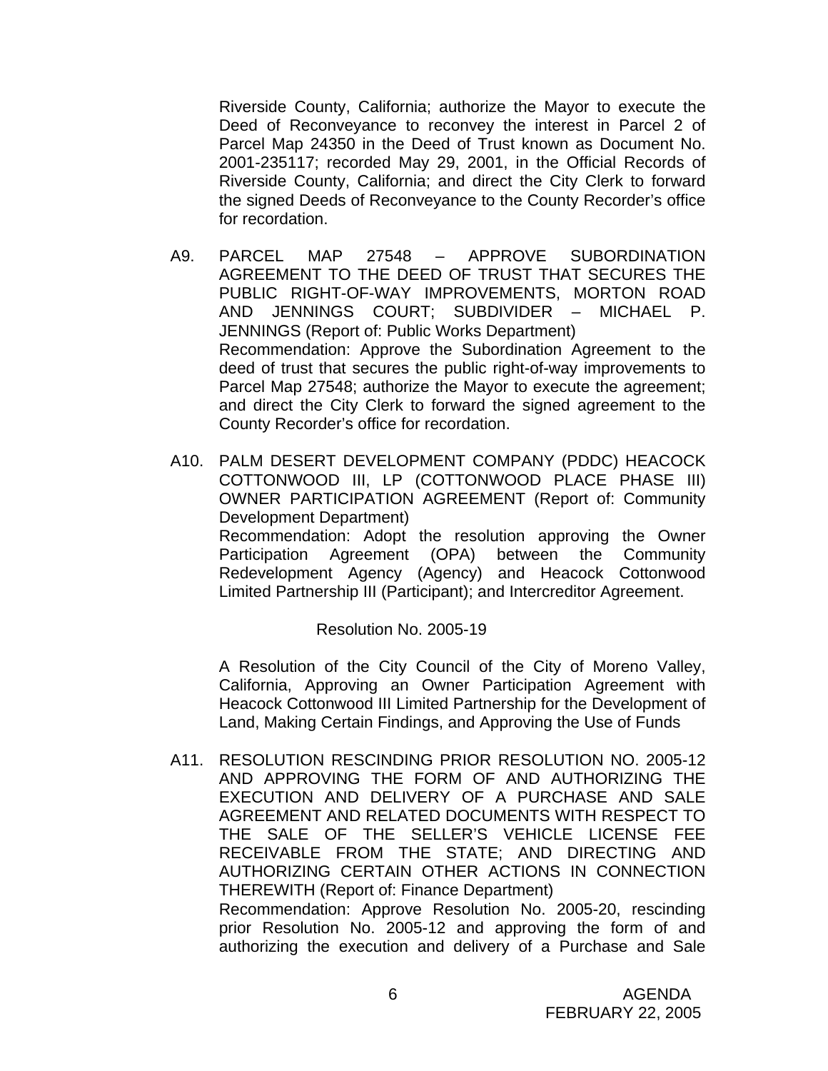Riverside County, California; authorize the Mayor to execute the Deed of Reconveyance to reconvey the interest in Parcel 2 of Parcel Map 24350 in the Deed of Trust known as Document No. 2001-235117; recorded May 29, 2001, in the Official Records of Riverside County, California; and direct the City Clerk to forward the signed Deeds of Reconveyance to the County Recorder's office for recordation.

A9. PARCEL MAP 27548 – APPROVE SUBORDINATION AGREEMENT TO THE DEED OF TRUST THAT SECURES THE PUBLIC RIGHT-OF-WAY IMPROVEMENTS, MORTON ROAD AND JENNINGS COURT; SUBDIVIDER – MICHAEL P. JENNINGS (Report of: Public Works Department)
Recommendation: Approve the Subordination Agreement to the deed of trust that secures the public right-of-way improvements to Parcel Map 27548; authorize the Mayor to execute the agreement; and direct the City Clerk to forward the signed agreement to the County Recorder's office for recordation.

A10. PALM DESERT DEVELOPMENT COMPANY (PDDC) HEACOCK COTTONWOOD III, LP (COTTONWOOD PLACE PHASE III) OWNER PARTICIPATION AGREEMENT (Report of: Community Development Department)
Recommendation: Adopt the resolution approving the Owner Participation Agreement (OPA) between the Community Redevelopment Agency (Agency) and Heacock Cottonwood Limited Partnership III (Participant); and Intercreditor Agreement.

Resolution No. 2005-19

A Resolution of the City Council of the City of Moreno Valley, California, Approving an Owner Participation Agreement with Heacock Cottonwood III Limited Partnership for the Development of Land, Making Certain Findings, and Approving the Use of Funds

A11. RESOLUTION RESCINDING PRIOR RESOLUTION NO. 2005-12 AND APPROVING THE FORM OF AND AUTHORIZING THE EXECUTION AND DELIVERY OF A PURCHASE AND SALE AGREEMENT AND RELATED DOCUMENTS WITH RESPECT TO THE SALE OF THE SELLER'S VEHICLE LICENSE FEE RECEIVABLE FROM THE STATE; AND DIRECTING AND AUTHORIZING CERTAIN OTHER ACTIONS IN CONNECTION THEREWITH (Report of: Finance Department)
Recommendation: Approve Resolution No. 2005-20, rescinding prior Resolution No. 2005-12 and approving the form of and authorizing the execution and delivery of a Purchase and Sale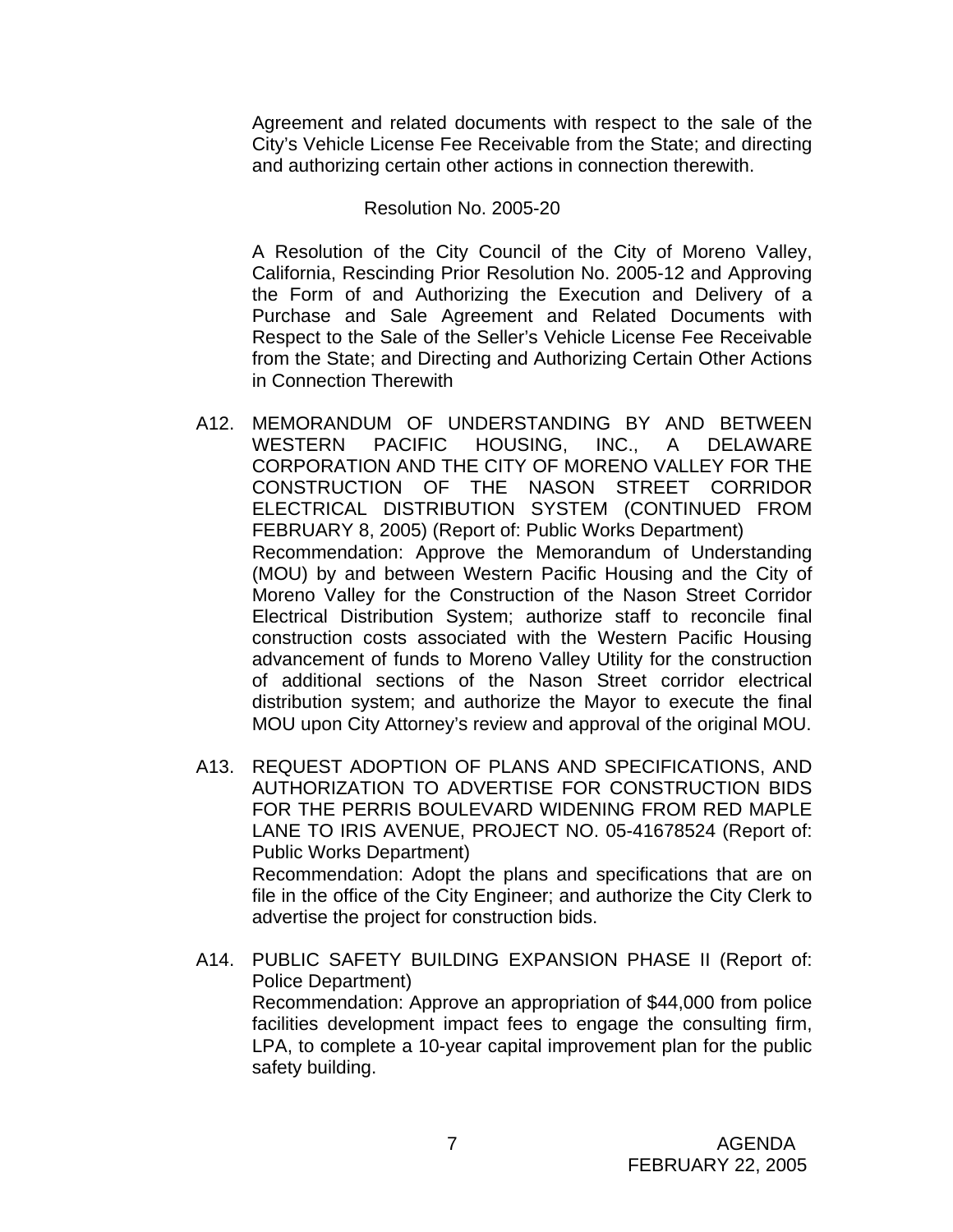Agreement and related documents with respect to the sale of the City's Vehicle License Fee Receivable from the State; and directing and authorizing certain other actions in connection therewith.

Resolution No. 2005-20

A Resolution of the City Council of the City of Moreno Valley, California, Rescinding Prior Resolution No. 2005-12 and Approving the Form of and Authorizing the Execution and Delivery of a Purchase and Sale Agreement and Related Documents with Respect to the Sale of the Seller's Vehicle License Fee Receivable from the State; and Directing and Authorizing Certain Other Actions in Connection Therewith

A12. MEMORANDUM OF UNDERSTANDING BY AND BETWEEN WESTERN PACIFIC HOUSING, INC., A DELAWARE CORPORATION AND THE CITY OF MORENO VALLEY FOR THE CONSTRUCTION OF THE NASON STREET CORRIDOR ELECTRICAL DISTRIBUTION SYSTEM (CONTINUED FROM FEBRUARY 8, 2005) (Report of: Public Works Department)
Recommendation: Approve the Memorandum of Understanding (MOU) by and between Western Pacific Housing and the City of Moreno Valley for the Construction of the Nason Street Corridor Electrical Distribution System; authorize staff to reconcile final construction costs associated with the Western Pacific Housing advancement of funds to Moreno Valley Utility for the construction of additional sections of the Nason Street corridor electrical distribution system; and authorize the Mayor to execute the final MOU upon City Attorney's review and approval of the original MOU.

A13. REQUEST ADOPTION OF PLANS AND SPECIFICATIONS, AND AUTHORIZATION TO ADVERTISE FOR CONSTRUCTION BIDS FOR THE PERRIS BOULEVARD WIDENING FROM RED MAPLE LANE TO IRIS AVENUE, PROJECT NO. 05-41678524 (Report of: Public Works Department)
Recommendation: Adopt the plans and specifications that are on file in the office of the City Engineer; and authorize the City Clerk to advertise the project for construction bids.

A14. PUBLIC SAFETY BUILDING EXPANSION PHASE II (Report of: Police Department)
Recommendation: Approve an appropriation of $44,000 from police facilities development impact fees to engage the consulting firm, LPA, to complete a 10-year capital improvement plan for the public safety building.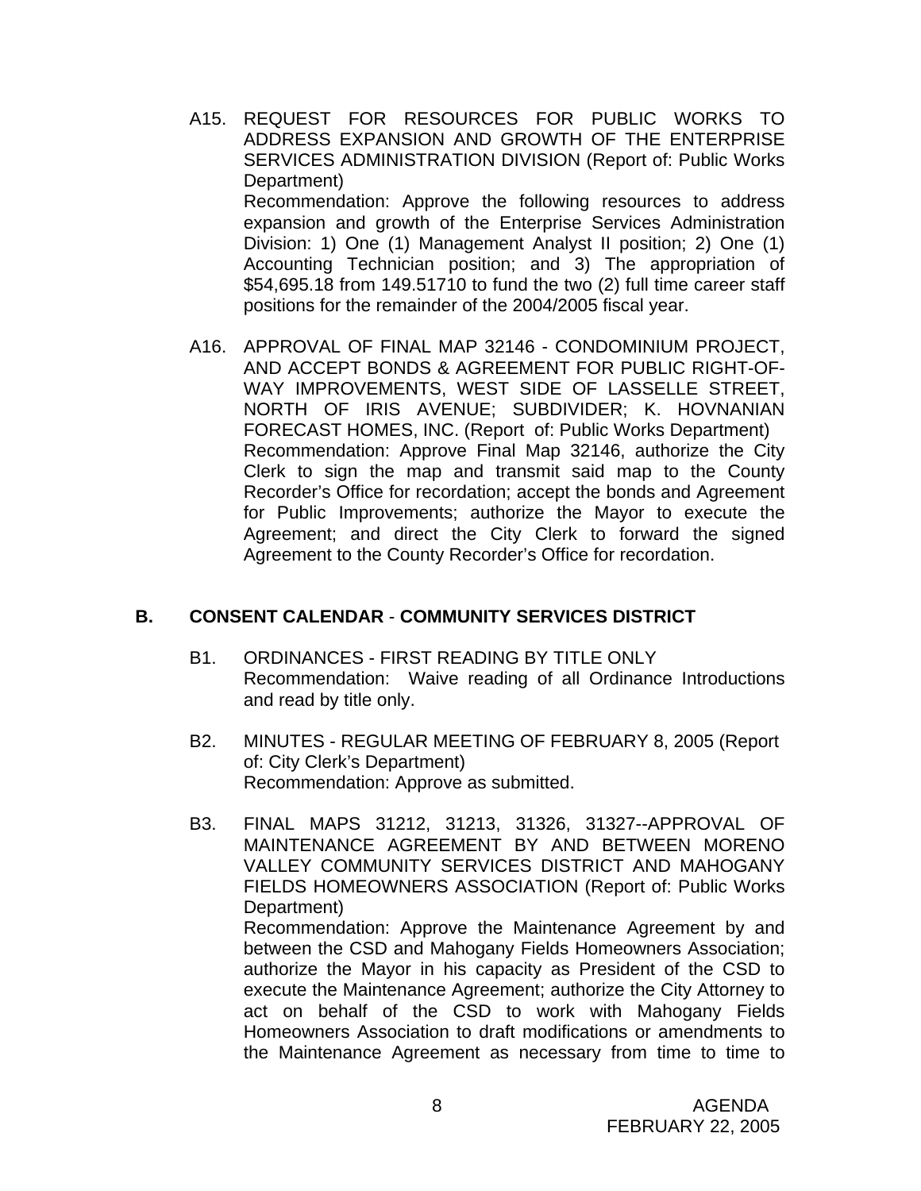A15. REQUEST FOR RESOURCES FOR PUBLIC WORKS TO ADDRESS EXPANSION AND GROWTH OF THE ENTERPRISE SERVICES ADMINISTRATION DIVISION (Report of: Public Works Department)
Recommendation: Approve the following resources to address expansion and growth of the Enterprise Services Administration Division: 1) One (1) Management Analyst II position; 2) One (1) Accounting Technician position; and 3) The appropriation of $54,695.18 from 149.51710 to fund the two (2) full time career staff positions for the remainder of the 2004/2005 fiscal year.

A16. APPROVAL OF FINAL MAP 32146 - CONDOMINIUM PROJECT, AND ACCEPT BONDS & AGREEMENT FOR PUBLIC RIGHT-OF-WAY IMPROVEMENTS, WEST SIDE OF LASSELLE STREET, NORTH OF IRIS AVENUE; SUBDIVIDER; K. HOVNANIAN FORECAST HOMES, INC. (Report of: Public Works Department)
Recommendation: Approve Final Map 32146, authorize the City Clerk to sign the map and transmit said map to the County Recorder's Office for recordation; accept the bonds and Agreement for Public Improvements; authorize the Mayor to execute the Agreement; and direct the City Clerk to forward the signed Agreement to the County Recorder's Office for recordation.

## B. CONSENT CALENDAR - COMMUNITY SERVICES DISTRICT

B1. ORDINANCES - FIRST READING BY TITLE ONLY
Recommendation: Waive reading of all Ordinance Introductions and read by title only.

B2. MINUTES - REGULAR MEETING OF FEBRUARY 8, 2005 (Report of: City Clerk's Department)
Recommendation: Approve as submitted.

B3. FINAL MAPS 31212, 31213, 31326, 31327--APPROVAL OF MAINTENANCE AGREEMENT BY AND BETWEEN MORENO VALLEY COMMUNITY SERVICES DISTRICT AND MAHOGANY FIELDS HOMEOWNERS ASSOCIATION (Report of: Public Works Department)
Recommendation: Approve the Maintenance Agreement by and between the CSD and Mahogany Fields Homeowners Association; authorize the Mayor in his capacity as President of the CSD to execute the Maintenance Agreement; authorize the City Attorney to act on behalf of the CSD to work with Mahogany Fields Homeowners Association to draft modifications or amendments to the Maintenance Agreement as necessary from time to time to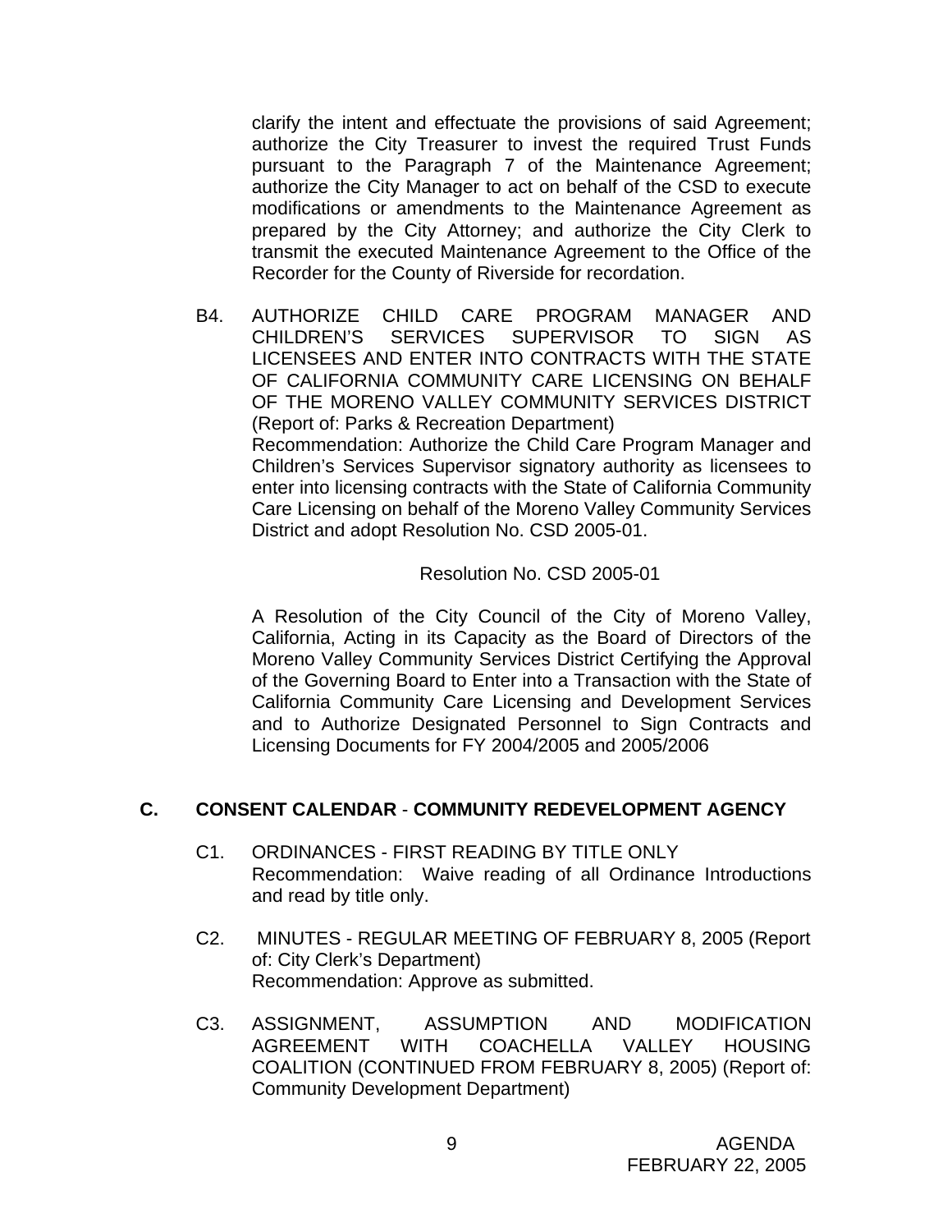clarify the intent and effectuate the provisions of said Agreement; authorize the City Treasurer to invest the required Trust Funds pursuant to the Paragraph 7 of the Maintenance Agreement; authorize the City Manager to act on behalf of the CSD to execute modifications or amendments to the Maintenance Agreement as prepared by the City Attorney; and authorize the City Clerk to transmit the executed Maintenance Agreement to the Office of the Recorder for the County of Riverside for recordation.

B4. AUTHORIZE CHILD CARE PROGRAM MANAGER AND CHILDREN'S SERVICES SUPERVISOR TO SIGN AS LICENSEES AND ENTER INTO CONTRACTS WITH THE STATE OF CALIFORNIA COMMUNITY CARE LICENSING ON BEHALF OF THE MORENO VALLEY COMMUNITY SERVICES DISTRICT (Report of: Parks & Recreation Department)
Recommendation: Authorize the Child Care Program Manager and Children's Services Supervisor signatory authority as licensees to enter into licensing contracts with the State of California Community Care Licensing on behalf of the Moreno Valley Community Services District and adopt Resolution No. CSD 2005-01.

Resolution No. CSD 2005-01

A Resolution of the City Council of the City of Moreno Valley, California, Acting in its Capacity as the Board of Directors of the Moreno Valley Community Services District Certifying the Approval of the Governing Board to Enter into a Transaction with the State of California Community Care Licensing and Development Services and to Authorize Designated Personnel to Sign Contracts and Licensing Documents for FY 2004/2005 and 2005/2006

## C. CONSENT CALENDAR - COMMUNITY REDEVELOPMENT AGENCY

C1. ORDINANCES - FIRST READING BY TITLE ONLY
Recommendation: Waive reading of all Ordinance Introductions and read by title only.

C2. MINUTES - REGULAR MEETING OF FEBRUARY 8, 2005 (Report of: City Clerk's Department)
Recommendation: Approve as submitted.

C3. ASSIGNMENT, ASSUMPTION AND MODIFICATION AGREEMENT WITH COACHELLA VALLEY HOUSING COALITION (CONTINUED FROM FEBRUARY 8, 2005) (Report of: Community Development Department)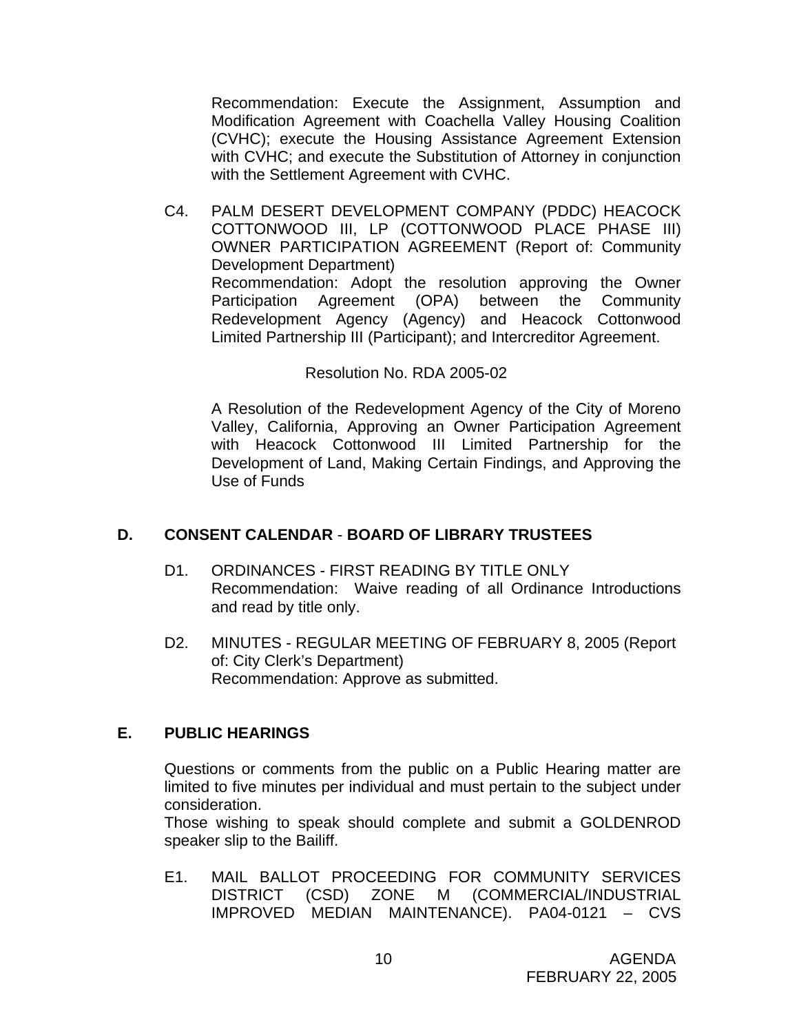Recommendation: Execute the Assignment, Assumption and Modification Agreement with Coachella Valley Housing Coalition (CVHC); execute the Housing Assistance Agreement Extension with CVHC; and execute the Substitution of Attorney in conjunction with the Settlement Agreement with CVHC.

C4. PALM DESERT DEVELOPMENT COMPANY (PDDC) HEACOCK COTTONWOOD III, LP (COTTONWOOD PLACE PHASE III) OWNER PARTICIPATION AGREEMENT (Report of: Community Development Department)
Recommendation: Adopt the resolution approving the Owner Participation Agreement (OPA) between the Community Redevelopment Agency (Agency) and Heacock Cottonwood Limited Partnership III (Participant); and Intercreditor Agreement.

Resolution No. RDA 2005-02

A Resolution of the Redevelopment Agency of the City of Moreno Valley, California, Approving an Owner Participation Agreement with Heacock Cottonwood III Limited Partnership for the Development of Land, Making Certain Findings, and Approving the Use of Funds

## D. CONSENT CALENDAR - BOARD OF LIBRARY TRUSTEES

D1. ORDINANCES - FIRST READING BY TITLE ONLY
Recommendation: Waive reading of all Ordinance Introductions and read by title only.

D2. MINUTES - REGULAR MEETING OF FEBRUARY 8, 2005 (Report of: City Clerk's Department)
Recommendation: Approve as submitted.

## E. PUBLIC HEARINGS

Questions or comments from the public on a Public Hearing matter are limited to five minutes per individual and must pertain to the subject under consideration.
Those wishing to speak should complete and submit a GOLDENROD speaker slip to the Bailiff.

E1. MAIL BALLOT PROCEEDING FOR COMMUNITY SERVICES DISTRICT (CSD) ZONE M (COMMERCIAL/INDUSTRIAL IMPROVED MEDIAN MAINTENANCE). PA04-0121 – CVS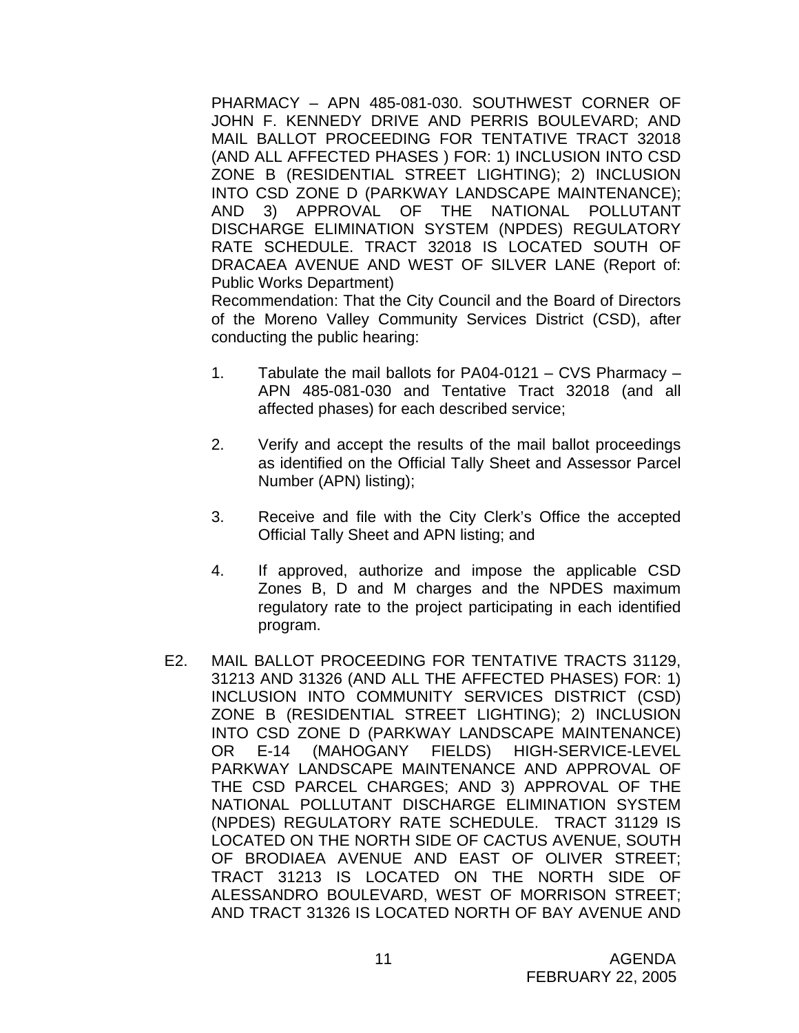PHARMACY – APN 485-081-030. SOUTHWEST CORNER OF JOHN F. KENNEDY DRIVE AND PERRIS BOULEVARD; AND MAIL BALLOT PROCEEDING FOR TENTATIVE TRACT 32018 (AND ALL AFFECTED PHASES ) FOR: 1) INCLUSION INTO CSD ZONE B (RESIDENTIAL STREET LIGHTING); 2) INCLUSION INTO CSD ZONE D (PARKWAY LANDSCAPE MAINTENANCE); AND 3) APPROVAL OF THE NATIONAL POLLUTANT DISCHARGE ELIMINATION SYSTEM (NPDES) REGULATORY RATE SCHEDULE. TRACT 32018 IS LOCATED SOUTH OF DRACAEA AVENUE AND WEST OF SILVER LANE (Report of: Public Works Department)

Recommendation: That the City Council and the Board of Directors of the Moreno Valley Community Services District (CSD), after conducting the public hearing:

1. Tabulate the mail ballots for PA04-0121 – CVS Pharmacy – APN 485-081-030 and Tentative Tract 32018 (and all affected phases) for each described service;

2. Verify and accept the results of the mail ballot proceedings as identified on the Official Tally Sheet and Assessor Parcel Number (APN) listing);

3. Receive and file with the City Clerk's Office the accepted Official Tally Sheet and APN listing; and

4. If approved, authorize and impose the applicable CSD Zones B, D and M charges and the NPDES maximum regulatory rate to the project participating in each identified program.

E2. MAIL BALLOT PROCEEDING FOR TENTATIVE TRACTS 31129, 31213 AND 31326 (AND ALL THE AFFECTED PHASES) FOR: 1) INCLUSION INTO COMMUNITY SERVICES DISTRICT (CSD) ZONE B (RESIDENTIAL STREET LIGHTING); 2) INCLUSION INTO CSD ZONE D (PARKWAY LANDSCAPE MAINTENANCE) OR E-14 (MAHOGANY FIELDS) HIGH-SERVICE-LEVEL PARKWAY LANDSCAPE MAINTENANCE AND APPROVAL OF THE CSD PARCEL CHARGES; AND 3) APPROVAL OF THE NATIONAL POLLUTANT DISCHARGE ELIMINATION SYSTEM (NPDES) REGULATORY RATE SCHEDULE. TRACT 31129 IS LOCATED ON THE NORTH SIDE OF CACTUS AVENUE, SOUTH OF BRODIAEA AVENUE AND EAST OF OLIVER STREET; TRACT 31213 IS LOCATED ON THE NORTH SIDE OF ALESSANDRO BOULEVARD, WEST OF MORRISON STREET; AND TRACT 31326 IS LOCATED NORTH OF BAY AVENUE AND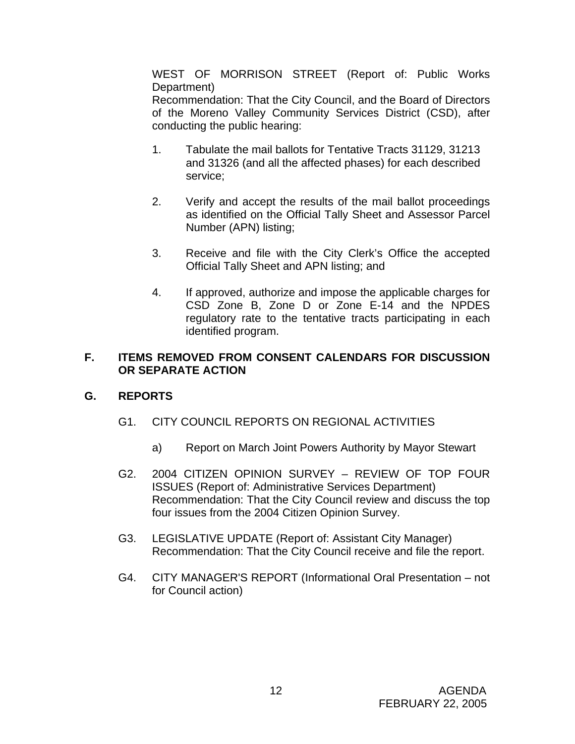WEST OF MORRISON STREET (Report of: Public Works Department)
Recommendation: That the City Council, and the Board of Directors of the Moreno Valley Community Services District (CSD), after conducting the public hearing:

1. Tabulate the mail ballots for Tentative Tracts 31129, 31213 and 31326 (and all the affected phases) for each described service;

2. Verify and accept the results of the mail ballot proceedings as identified on the Official Tally Sheet and Assessor Parcel Number (APN) listing;

3. Receive and file with the City Clerk's Office the accepted Official Tally Sheet and APN listing; and

4. If approved, authorize and impose the applicable charges for CSD Zone B, Zone D or Zone E-14 and the NPDES regulatory rate to the tentative tracts participating in each identified program.

## F. ITEMS REMOVED FROM CONSENT CALENDARS FOR DISCUSSION OR SEPARATE ACTION

## G. REPORTS

G1. CITY COUNCIL REPORTS ON REGIONAL ACTIVITIES

a) Report on March Joint Powers Authority by Mayor Stewart

G2. 2004 CITIZEN OPINION SURVEY – REVIEW OF TOP FOUR ISSUES (Report of: Administrative Services Department)
Recommendation: That the City Council review and discuss the top four issues from the 2004 Citizen Opinion Survey.

G3. LEGISLATIVE UPDATE (Report of: Assistant City Manager)
Recommendation: That the City Council receive and file the report.

G4. CITY MANAGER'S REPORT (Informational Oral Presentation – not for Council action)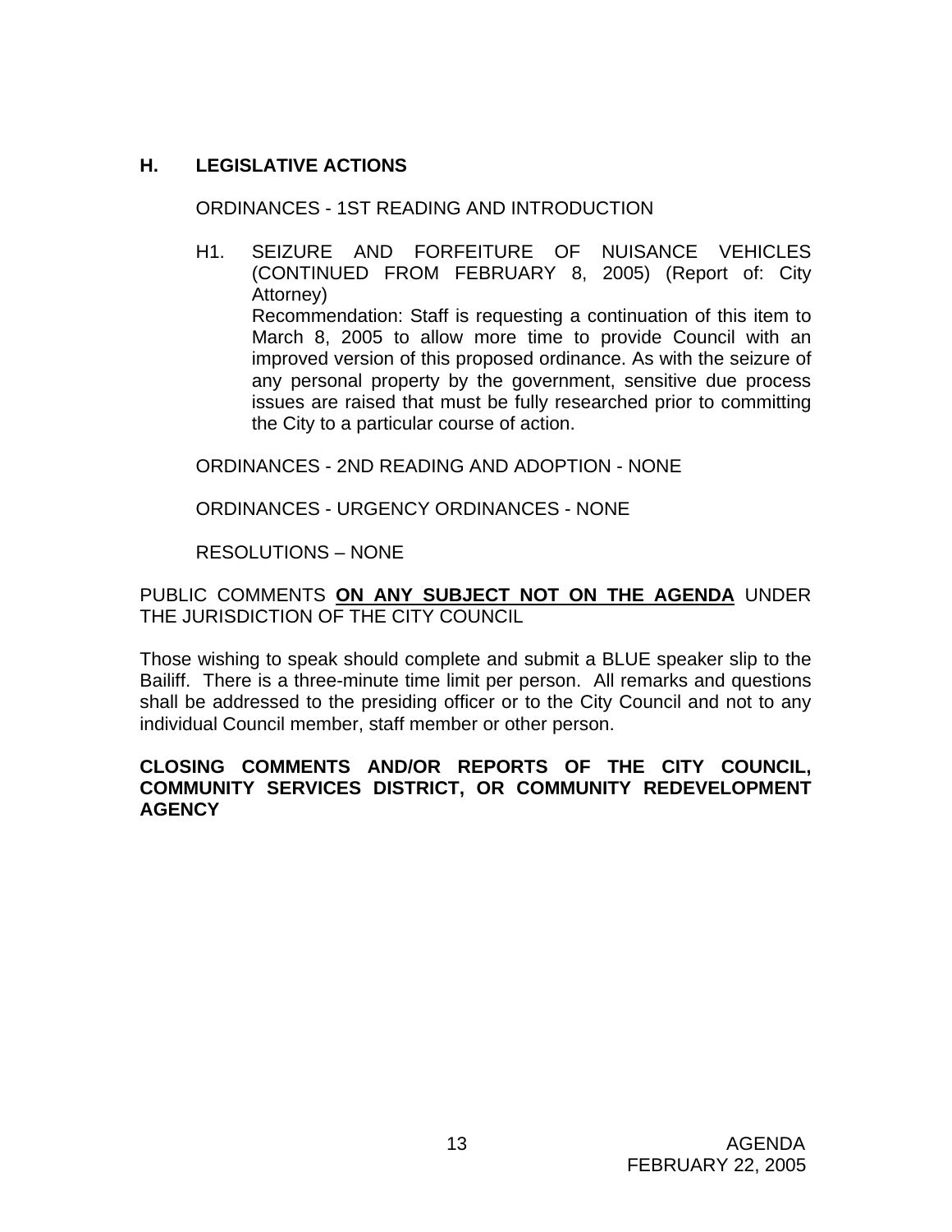## H. LEGISLATIVE ACTIONS

ORDINANCES - 1ST READING AND INTRODUCTION

H1. SEIZURE AND FORFEITURE OF NUISANCE VEHICLES (CONTINUED FROM FEBRUARY 8, 2005) (Report of: City Attorney)
Recommendation: Staff is requesting a continuation of this item to March 8, 2005 to allow more time to provide Council with an improved version of this proposed ordinance. As with the seizure of any personal property by the government, sensitive due process issues are raised that must be fully researched prior to committing the City to a particular course of action.

ORDINANCES - 2ND READING AND ADOPTION - NONE

ORDINANCES - URGENCY ORDINANCES - NONE

RESOLUTIONS – NONE

PUBLIC COMMENTS **ON ANY SUBJECT NOT ON THE AGENDA** UNDER THE JURISDICTION OF THE CITY COUNCIL

Those wishing to speak should complete and submit a BLUE speaker slip to the Bailiff. There is a three-minute time limit per person. All remarks and questions shall be addressed to the presiding officer or to the City Council and not to any individual Council member, staff member or other person.

**CLOSING COMMENTS AND/OR REPORTS OF THE CITY COUNCIL, COMMUNITY SERVICES DISTRICT, OR COMMUNITY REDEVELOPMENT AGENCY**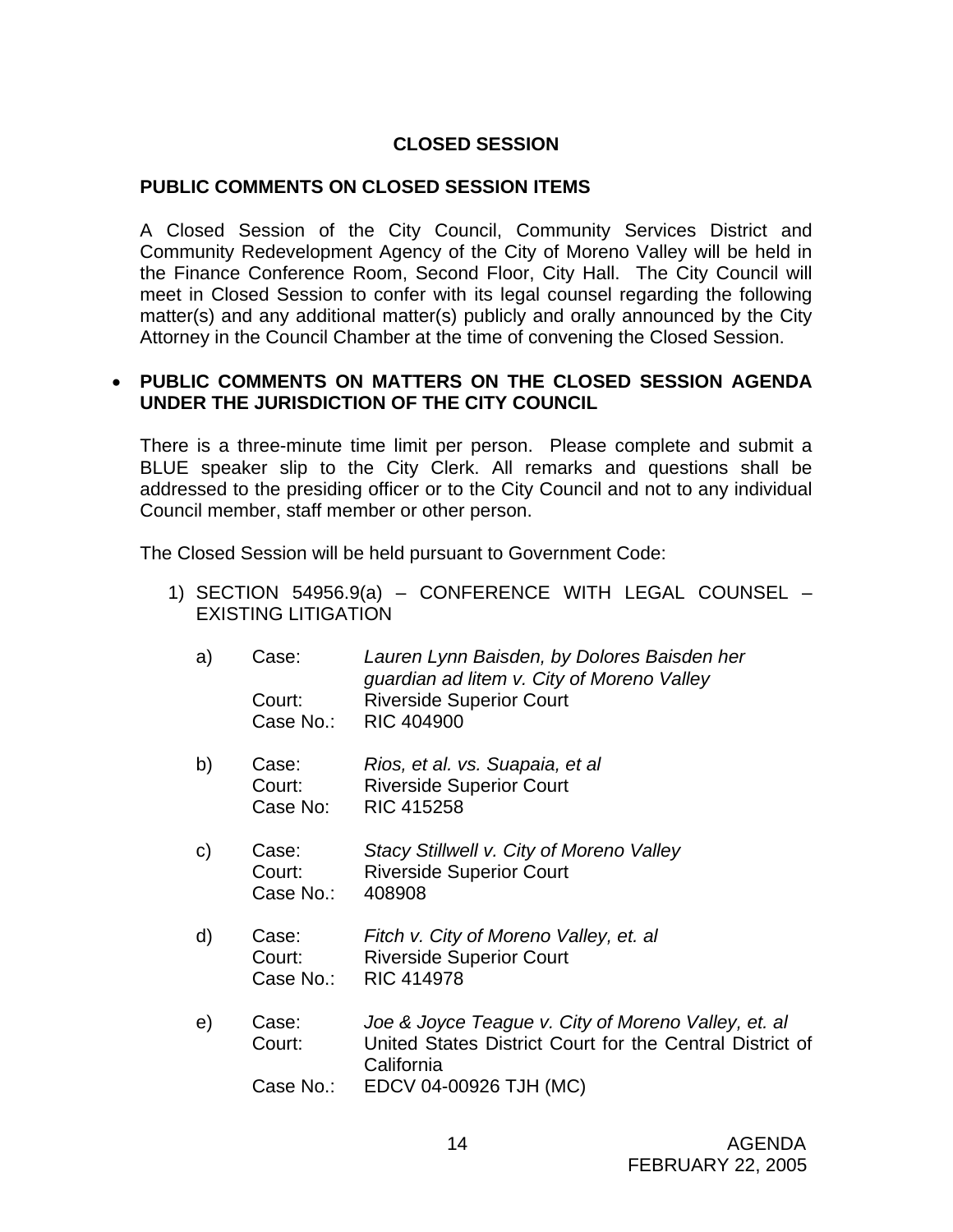## CLOSED SESSION

### PUBLIC COMMENTS ON CLOSED SESSION ITEMS

A Closed Session of the City Council, Community Services District and Community Redevelopment Agency of the City of Moreno Valley will be held in the Finance Conference Room, Second Floor, City Hall. The City Council will meet in Closed Session to confer with its legal counsel regarding the following matter(s) and any additional matter(s) publicly and orally announced by the City Attorney in the Council Chamber at the time of convening the Closed Session.

- **PUBLIC COMMENTS ON MATTERS ON THE CLOSED SESSION AGENDA UNDER THE JURISDICTION OF THE CITY COUNCIL**

There is a three-minute time limit per person. Please complete and submit a BLUE speaker slip to the City Clerk. All remarks and questions shall be addressed to the presiding officer or to the City Council and not to any individual Council member, staff member or other person.

The Closed Session will be held pursuant to Government Code:

1) SECTION 54956.9(a) – CONFERENCE WITH LEGAL COUNSEL – EXISTING LITIGATION

   a) Case: *Lauren Lynn Baisden, by Dolores Baisden her guardian ad litem v. City of Moreno Valley*
      Court: Riverside Superior Court
      Case No.: RIC 404900

   b) Case: *Rios, et al. vs. Suapaia, et al*
      Court: Riverside Superior Court
      Case No: RIC 415258

   c) Case: *Stacy Stillwell v. City of Moreno Valley*
      Court: Riverside Superior Court
      Case No.: 408908

   d) Case: *Fitch v. City of Moreno Valley, et. al*
      Court: Riverside Superior Court
      Case No.: RIC 414978

   e) Case: *Joe & Joyce Teague v. City of Moreno Valley, et. al*
      Court: United States District Court for the Central District of California
      Case No.: EDCV 04-00926 TJH (MC)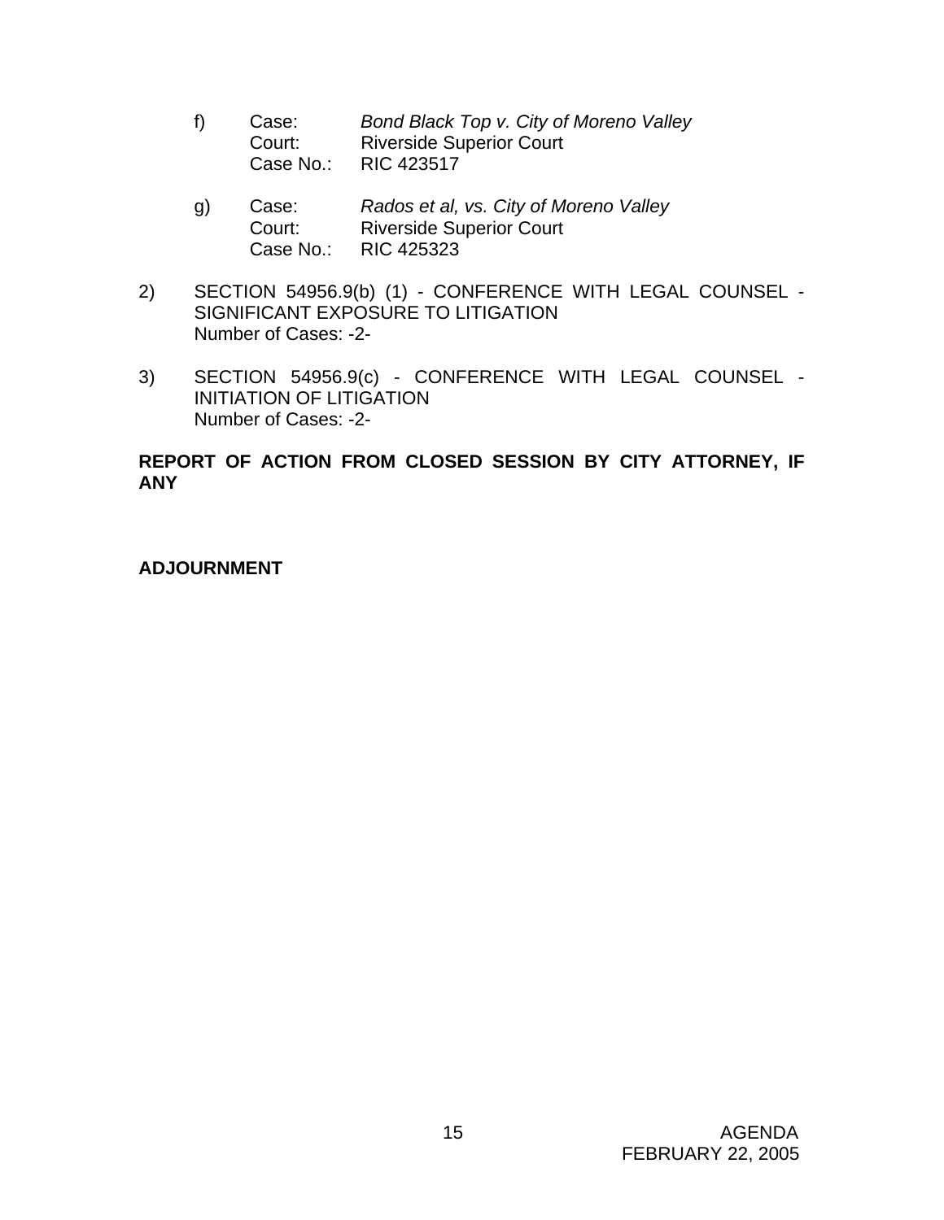f) Case: *Bond Black Top v. City of Moreno Valley*
   Court: Riverside Superior Court
   Case No.: RIC 423517

g) Case: *Rados et al, vs. City of Moreno Valley*
   Court: Riverside Superior Court
   Case No.: RIC 425323

2) SECTION 54956.9(b) (1) - CONFERENCE WITH LEGAL COUNSEL - SIGNIFICANT EXPOSURE TO LITIGATION
   Number of Cases: -2-

3) SECTION 54956.9(c) - CONFERENCE WITH LEGAL COUNSEL - INITIATION OF LITIGATION
   Number of Cases: -2-

**REPORT OF ACTION FROM CLOSED SESSION BY CITY ATTORNEY, IF ANY**

**ADJOURNMENT**